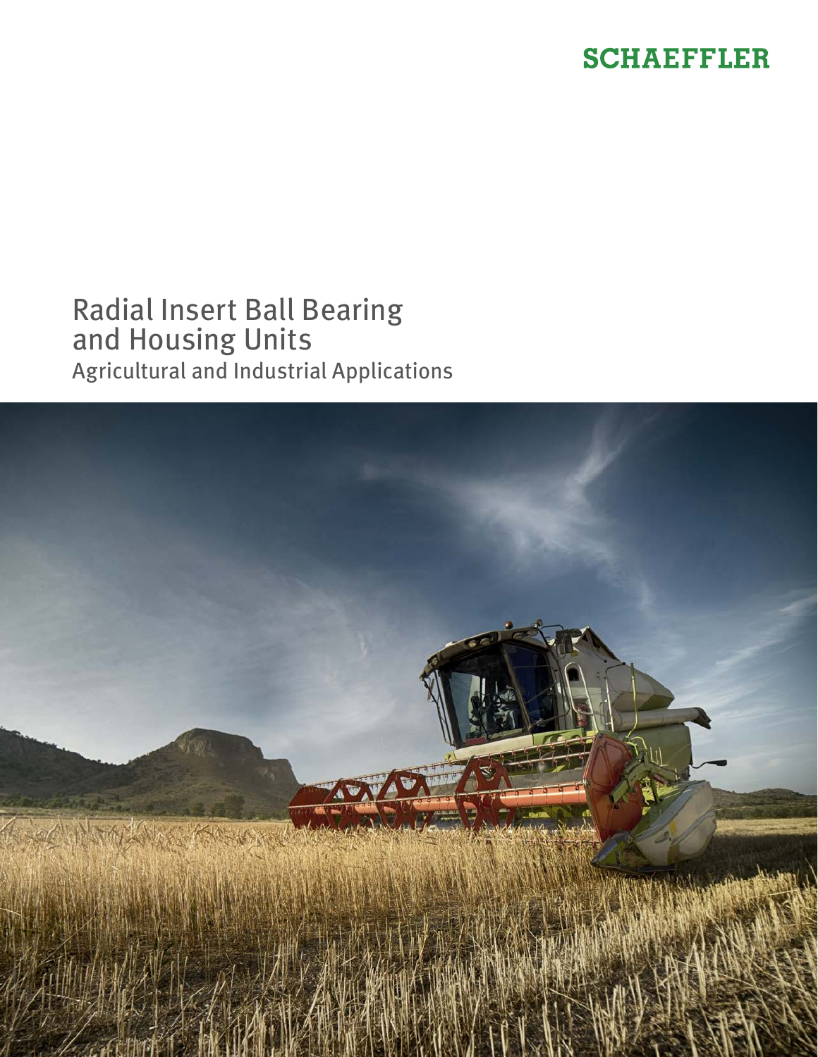SCHAEFFLER

# Radial Insert Ball Bearing and Housing Units

## Agricultural and Industrial Applications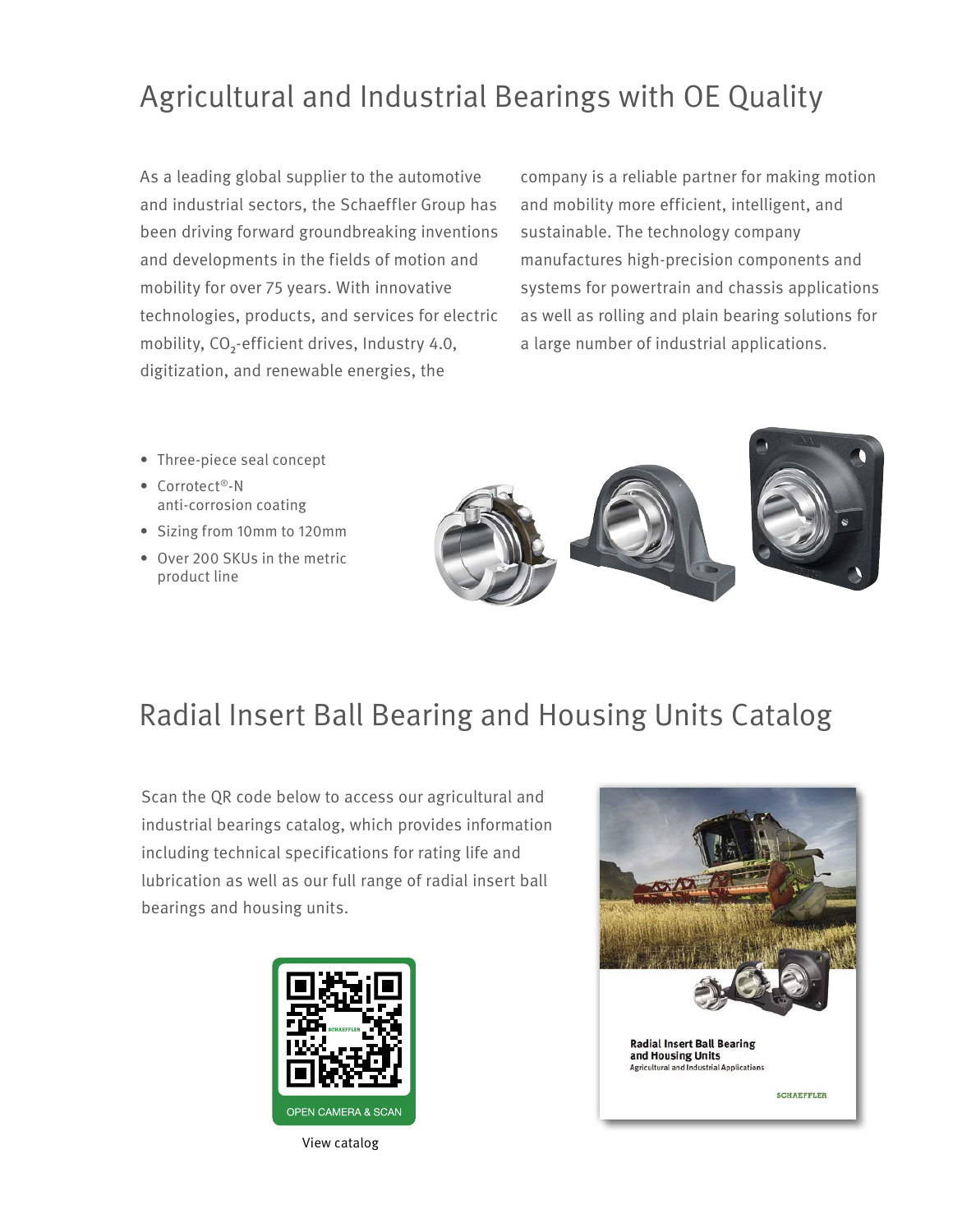# Agricultural and Industrial Bearings with OE Quality

As a leading global supplier to the automotive and industrial sectors, the Schaeffler Group has been driving forward groundbreaking inventions and developments in the fields of motion and mobility for over 75 years. With innovative technologies, products, and services for electric mobility, $CO_2$-efficient drives, Industry 4.0, digitization, and renewable energies, the company is a reliable partner for making motion and mobility more efficient, intelligent, and sustainable. The technology company manufactures high-precision components and systems for powertrain and chassis applications as well as rolling and plain bearing solutions for a large number of industrial applications.

- Three-piece seal concept
- Corrotect®-N anti-corrosion coating
- Sizing from 10mm to 120mm
- Over 200 SKUs in the metric product line

# Radial Insert Ball Bearing and Housing Units Catalog

Scan the QR code below to access our agricultural and industrial bearings catalog, which provides information including technical specifications for rating life and lubrication as well as our full range of radial insert ball bearings and housing units.

OPEN CAMERA & SCAN

View catalog

Radial Insert Ball Bearing and Housing Units

Agricultural and Industrial Applications

SCHAEFFLER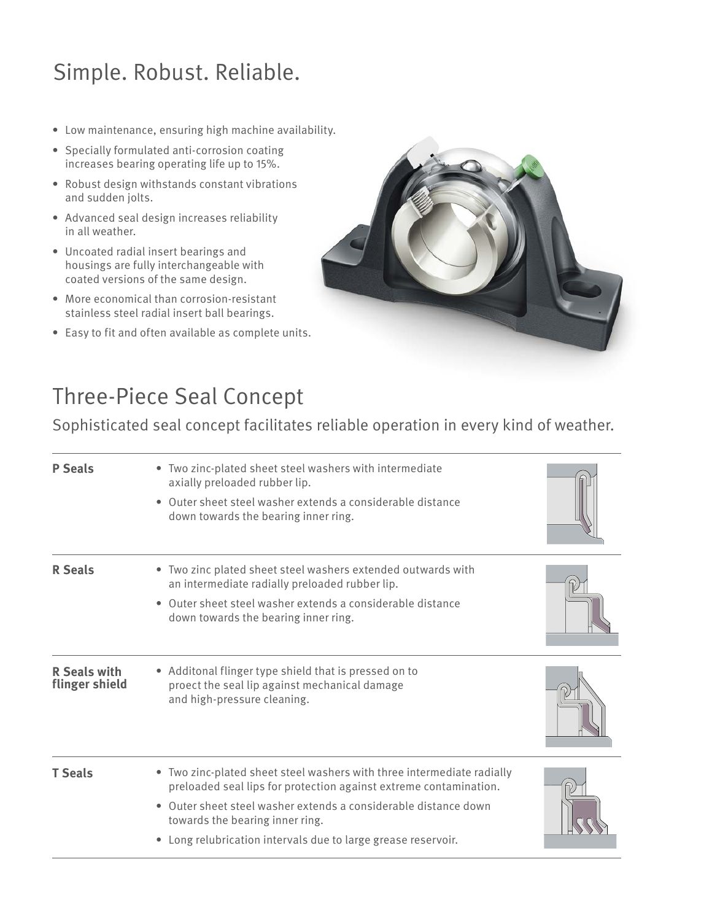# Simple. Robust. Reliable.

- Low maintenance, ensuring high machine availability.
- Specially formulated anti-corrosion coating increases bearing operating life up to 15%.
- Robust design withstands constant vibrations and sudden jolts.
- Advanced seal design increases reliability in all weather.
- Uncoated radial insert bearings and housings are fully interchangeable with coated versions of the same design.
- More economical than corrosion-resistant stainless steel radial insert ball bearings.
- Easy to fit and often available as complete units.

# Three-Piece Seal Concept

## Sophisticated seal concept facilitates reliable operation in every kind of weather.

| | |
|---|---|
| **P Seals** | • Two zinc-plated sheet steel washers with intermediate axially preloaded rubber lip.<br>• Outer sheet steel washer extends a considerable distance down towards the bearing inner ring. |
| **R Seals** | • Two zinc plated sheet steel washers extended outwards with an intermediate radially preloaded rubber lip.<br>• Outer sheet steel washer extends a considerable distance down towards the bearing inner ring. |
| **R Seals with flinger shield** | • Additonal flinger type shield that is pressed on to proect the seal lip against mechanical damage and high-pressure cleaning. |
| **T Seals** | • Two zinc-plated sheet steel washers with three intermediate radially preloaded seal lips for protection against extreme contamination.<br>• Outer sheet steel washer extends a considerable distance down towards the bearing inner ring.<br>• Long relubrication intervals due to large grease reservoir. |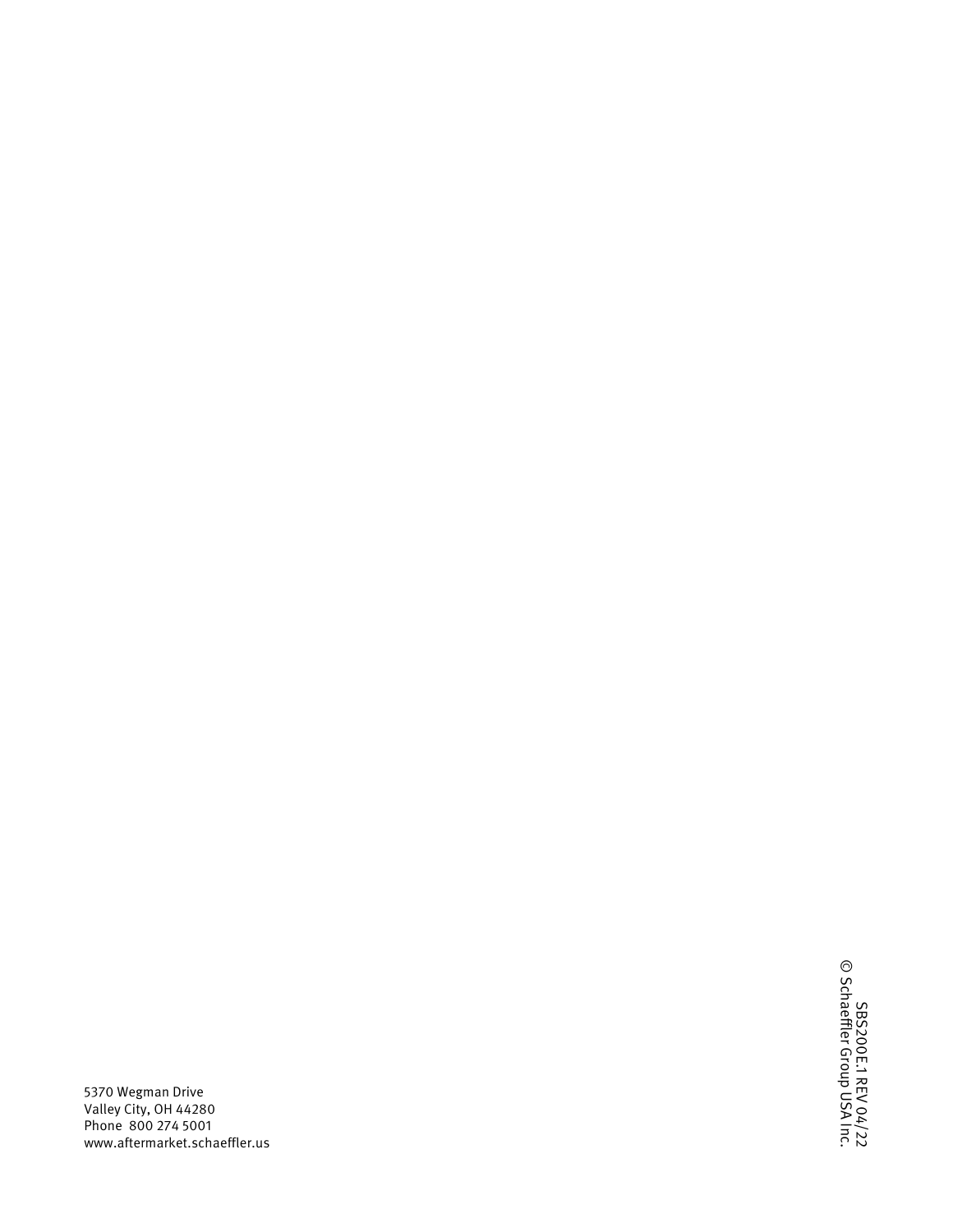5370 Wegman Drive
Valley City, OH 44280
Phone 800 274 5001
www.aftermarket.schaeffler.us

SBS200E.1 REV 04/22
© Schaeffler Group USA Inc.